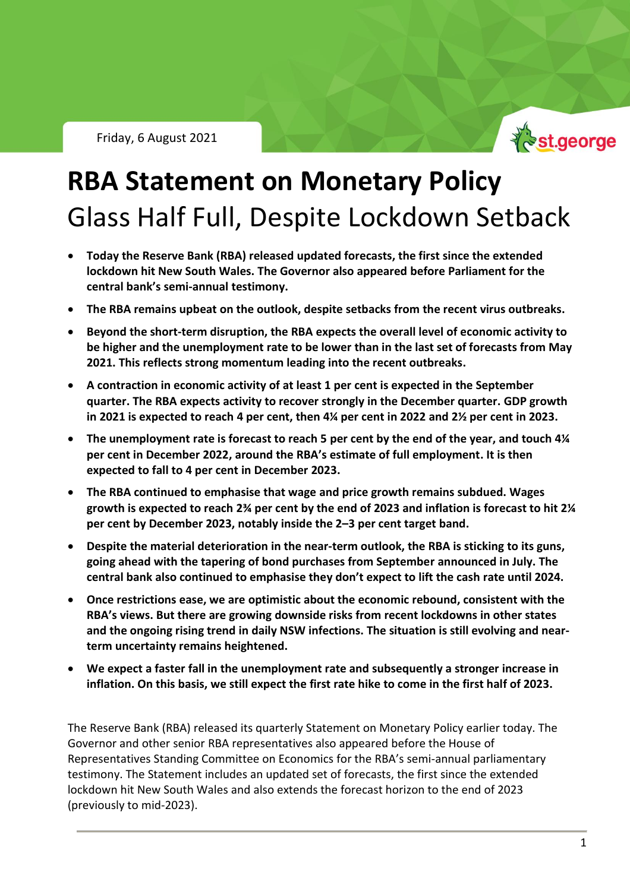Friday, 6 August 2021

# RBA Statement on Monetary Policy

## Glass Half Full, Despite Lockdown Setback

- **Today the Reserve Bank (RBA) released updated forecasts, the first since the extended lockdown hit New South Wales. The Governor also appeared before Parliament for the central bank's semi-annual testimony.**
- **The RBA remains upbeat on the outlook, despite setbacks from the recent virus outbreaks.**
- **Beyond the short-term disruption, the RBA expects the overall level of economic activity to be higher and the unemployment rate to be lower than in the last set of forecasts from May 2021. This reflects strong momentum leading into the recent outbreaks.**
- **A contraction in economic activity of at least 1 per cent is expected in the September quarter. The RBA expects activity to recover strongly in the December quarter. GDP growth in 2021 is expected to reach 4 per cent, then 4¼ per cent in 2022 and 2½ per cent in 2023.**
- **The unemployment rate is forecast to reach 5 per cent by the end of the year, and touch 4¼ per cent in December 2022, around the RBA's estimate of full employment. It is then expected to fall to 4 per cent in December 2023.**
- **The RBA continued to emphasise that wage and price growth remains subdued. Wages growth is expected to reach 2¾ per cent by the end of 2023 and inflation is forecast to hit 2¼ per cent by December 2023, notably inside the 2–3 per cent target band.**
- **Despite the material deterioration in the near-term outlook, the RBA is sticking to its guns, going ahead with the tapering of bond purchases from September announced in July. The central bank also continued to emphasise they don't expect to lift the cash rate until 2024.**
- **Once restrictions ease, we are optimistic about the economic rebound, consistent with the RBA's views. But there are growing downside risks from recent lockdowns in other states and the ongoing rising trend in daily NSW infections. The situation is still evolving and near-term uncertainty remains heightened.**
- **We expect a faster fall in the unemployment rate and subsequently a stronger increase in inflation. On this basis, we still expect the first rate hike to come in the first half of 2023.**

The Reserve Bank (RBA) released its quarterly Statement on Monetary Policy earlier today. The Governor and other senior RBA representatives also appeared before the House of Representatives Standing Committee on Economics for the RBA's semi-annual parliamentary testimony. The Statement includes an updated set of forecasts, the first since the extended lockdown hit New South Wales and also extends the forecast horizon to the end of 2023 (previously to mid-2023).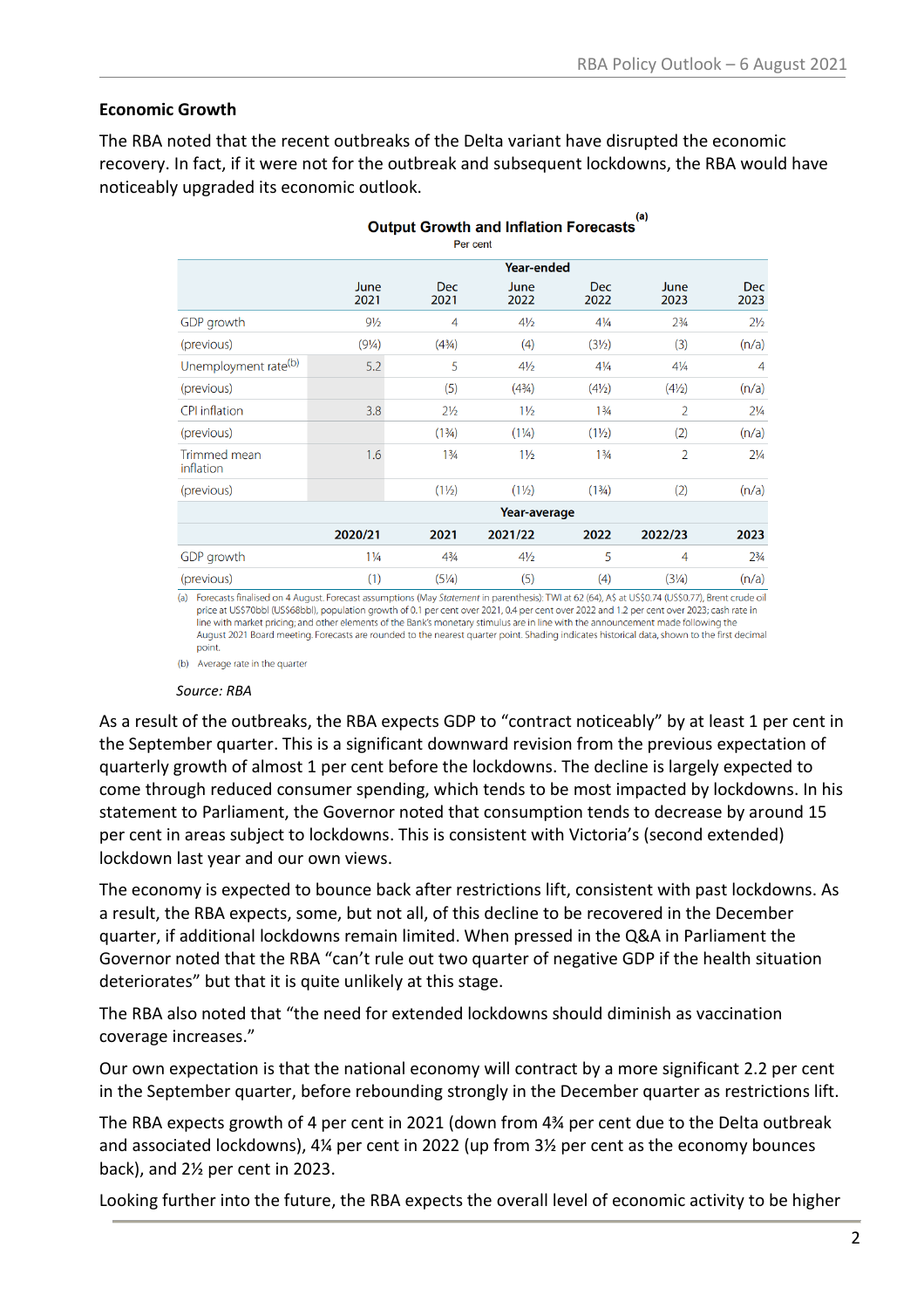### Economic Growth

The RBA noted that the recent outbreaks of the Delta variant have disrupted the economic recovery. In fact, if it were not for the outbreak and subsequent lockdowns, the RBA would have noticeably upgraded its economic outlook.

**Output Growth and Inflation Forecasts**[(a)]

Per cent

| | Year-ended | | | | | |
|---|---|---|---|---|---|---|
| | June 2021 | Dec 2021 | June 2022 | Dec 2022 | June 2023 | Dec 2023 |
| GDP growth | 9½ | 4 | 4½ | 4¼ | 2¾ | 2½ |
| (previous) | (9¼) | (4¾) | (4) | (3½) | (3) | (n/a) |
| Unemployment rate[(b)] | 5.2 | 5 | 4½ | 4¼ | 4¼ | 4 |
| (previous) | | (5) | (4¾) | (4½) | (4½) | (n/a) |
| CPI inflation | 3.8 | 2½ | 1½ | 1¾ | 2 | 2¼ |
| (previous) | | (1¾) | (1¼) | (1½) | (2) | (n/a) |
| Trimmed mean inflation | 1.6 | 1¾ | 1½ | 1¾ | 2 | 2¼ |
| (previous) | | (1½) | (1½) | (1¾) | (2) | (n/a) |
| | **Year-average** | | | | | |
| | **2020/21** | **2021** | **2021/22** | **2022** | **2022/23** | **2023** |
| GDP growth | 1¼ | 4¾ | 4½ | 5 | 4 | 2¾ |
| (previous) | (1) | (5¼) | (5) | (4) | (3¼) | (n/a) |

(a) Forecasts finalised on 4 August. Forecast assumptions (May *Statement* in parenthesis): TWI at 62 (64), A$ at US$0.74 (US$0.77), Brent crude oil price at US$70bbl (US$68bbl), population growth of 0.1 per cent over 2021, 0.4 per cent over 2022 and 1.2 per cent over 2023; cash rate in line with market pricing; and other elements of the Bank's monetary stimulus are in line with the announcement made following the August 2021 Board meeting. Forecasts are rounded to the nearest quarter point. Shading indicates historical data, shown to the first decimal point.

(b) Average rate in the quarter

*Source: RBA*

As a result of the outbreaks, the RBA expects GDP to "contract noticeably" by at least 1 per cent in the September quarter. This is a significant downward revision from the previous expectation of quarterly growth of almost 1 per cent before the lockdowns. The decline is largely expected to come through reduced consumer spending, which tends to be most impacted by lockdowns. In his statement to Parliament, the Governor noted that consumption tends to decrease by around 15 per cent in areas subject to lockdowns. This is consistent with Victoria's (second extended) lockdown last year and our own views.

The economy is expected to bounce back after restrictions lift, consistent with past lockdowns. As a result, the RBA expects, some, but not all, of this decline to be recovered in the December quarter, if additional lockdowns remain limited. When pressed in the Q&A in Parliament the Governor noted that the RBA "can't rule out two quarter of negative GDP if the health situation deteriorates" but that it is quite unlikely at this stage.

The RBA also noted that "the need for extended lockdowns should diminish as vaccination coverage increases."

Our own expectation is that the national economy will contract by a more significant 2.2 per cent in the September quarter, before rebounding strongly in the December quarter as restrictions lift.

The RBA expects growth of 4 per cent in 2021 (down from 4¾ per cent due to the Delta outbreak and associated lockdowns), 4¼ per cent in 2022 (up from 3½ per cent as the economy bounces back), and 2½ per cent in 2023.

Looking further into the future, the RBA expects the overall level of economic activity to be higher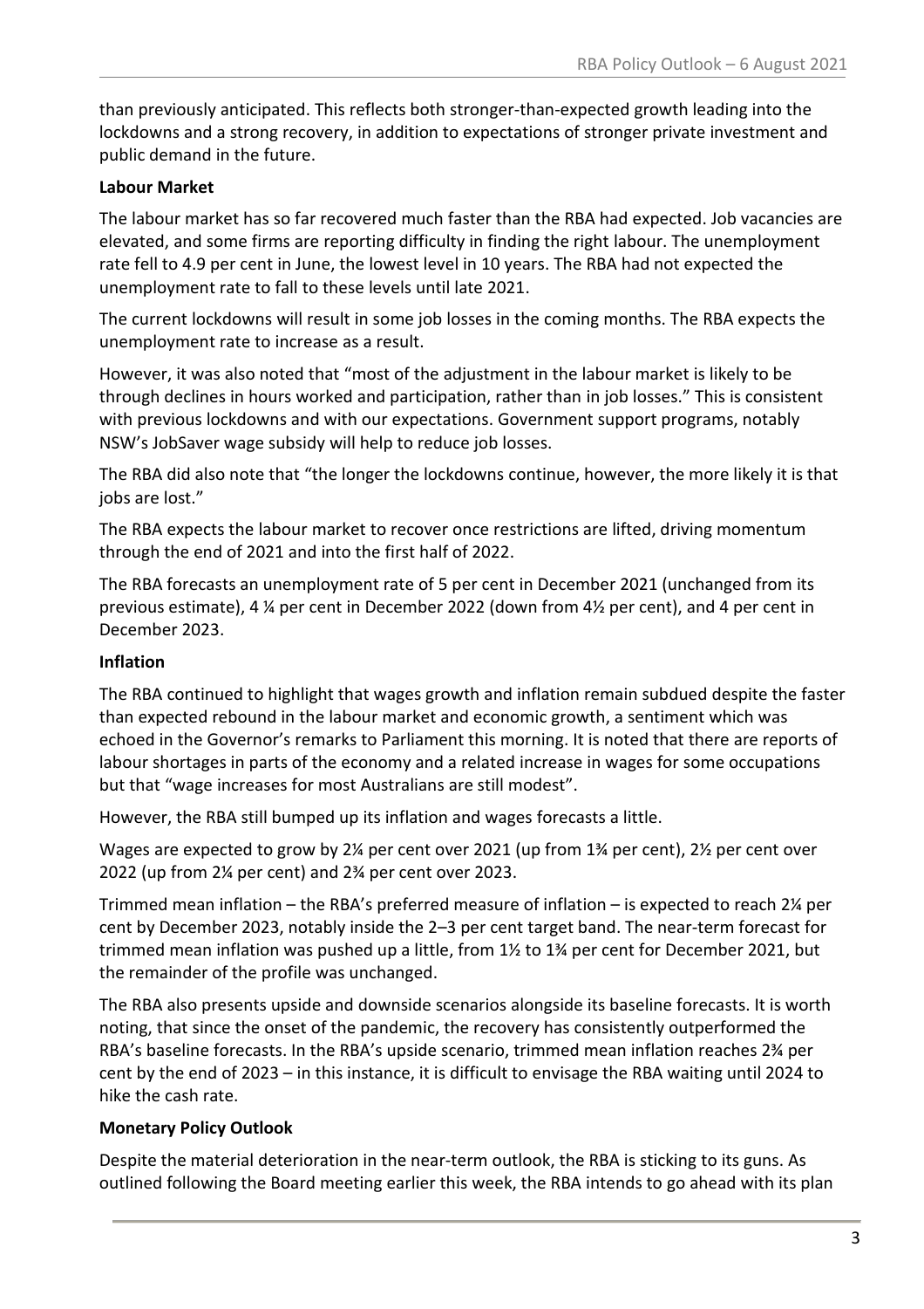than previously anticipated. This reflects both stronger-than-expected growth leading into the lockdowns and a strong recovery, in addition to expectations of stronger private investment and public demand in the future.

**Labour Market**

The labour market has so far recovered much faster than the RBA had expected. Job vacancies are elevated, and some firms are reporting difficulty in finding the right labour. The unemployment rate fell to 4.9 per cent in June, the lowest level in 10 years. The RBA had not expected the unemployment rate to fall to these levels until late 2021.

The current lockdowns will result in some job losses in the coming months. The RBA expects the unemployment rate to increase as a result.

However, it was also noted that "most of the adjustment in the labour market is likely to be through declines in hours worked and participation, rather than in job losses." This is consistent with previous lockdowns and with our expectations. Government support programs, notably NSW's JobSaver wage subsidy will help to reduce job losses.

The RBA did also note that "the longer the lockdowns continue, however, the more likely it is that jobs are lost."

The RBA expects the labour market to recover once restrictions are lifted, driving momentum through the end of 2021 and into the first half of 2022.

The RBA forecasts an unemployment rate of 5 per cent in December 2021 (unchanged from its previous estimate), 4 ¼ per cent in December 2022 (down from 4½ per cent), and 4 per cent in December 2023.

**Inflation**

The RBA continued to highlight that wages growth and inflation remain subdued despite the faster than expected rebound in the labour market and economic growth, a sentiment which was echoed in the Governor's remarks to Parliament this morning. It is noted that there are reports of labour shortages in parts of the economy and a related increase in wages for some occupations but that "wage increases for most Australians are still modest".

However, the RBA still bumped up its inflation and wages forecasts a little.

Wages are expected to grow by 2¼ per cent over 2021 (up from 1¾ per cent), 2½ per cent over 2022 (up from 2¼ per cent) and 2¾ per cent over 2023.

Trimmed mean inflation – the RBA's preferred measure of inflation – is expected to reach 2¼ per cent by December 2023, notably inside the 2–3 per cent target band. The near-term forecast for trimmed mean inflation was pushed up a little, from 1½ to 1¾ per cent for December 2021, but the remainder of the profile was unchanged.

The RBA also presents upside and downside scenarios alongside its baseline forecasts. It is worth noting, that since the onset of the pandemic, the recovery has consistently outperformed the RBA's baseline forecasts. In the RBA's upside scenario, trimmed mean inflation reaches 2¾ per cent by the end of 2023 – in this instance, it is difficult to envisage the RBA waiting until 2024 to hike the cash rate.

**Monetary Policy Outlook**

Despite the material deterioration in the near-term outlook, the RBA is sticking to its guns. As outlined following the Board meeting earlier this week, the RBA intends to go ahead with its plan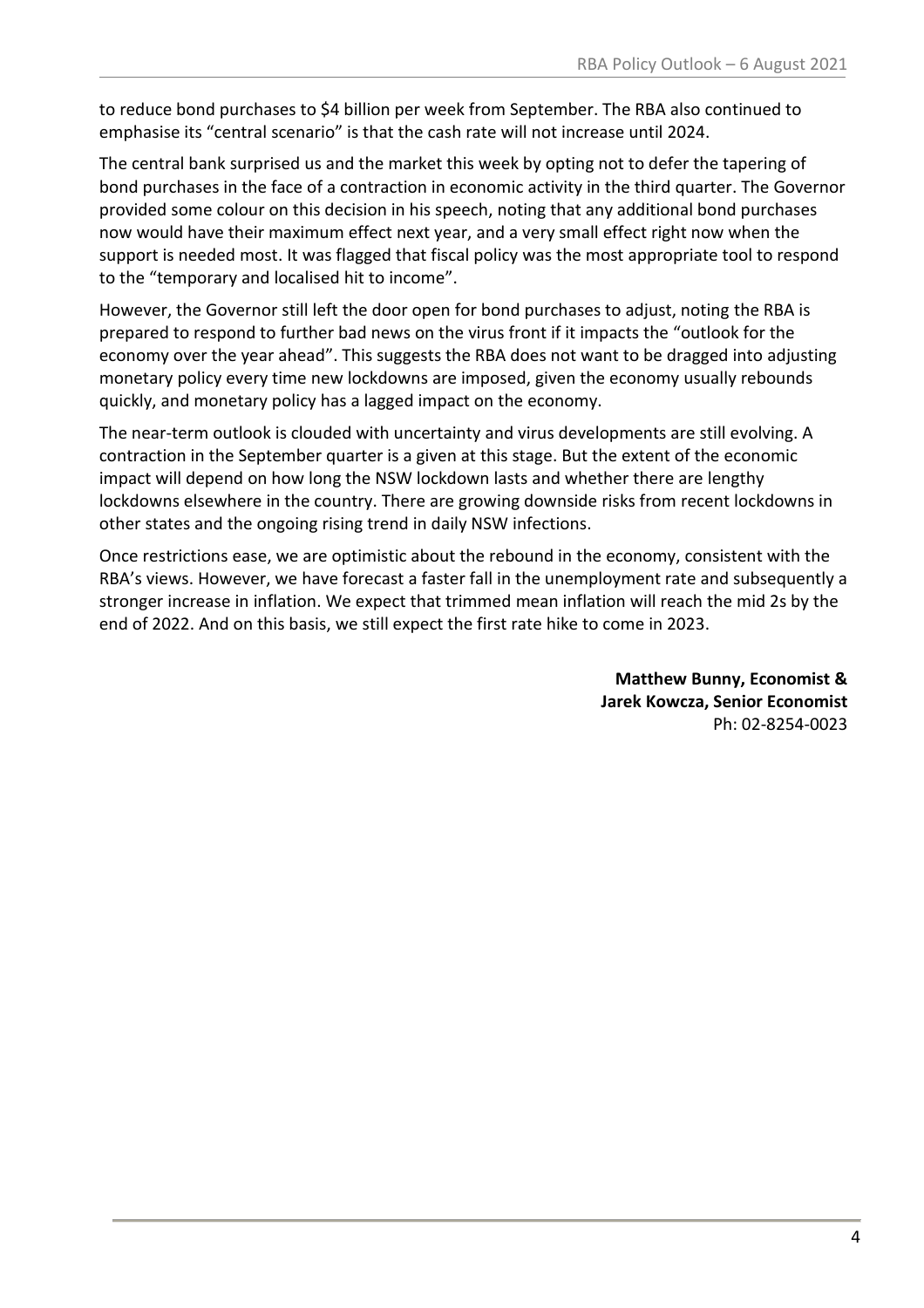to reduce bond purchases to $4 billion per week from September. The RBA also continued to emphasise its "central scenario" is that the cash rate will not increase until 2024.

The central bank surprised us and the market this week by opting not to defer the tapering of bond purchases in the face of a contraction in economic activity in the third quarter. The Governor provided some colour on this decision in his speech, noting that any additional bond purchases now would have their maximum effect next year, and a very small effect right now when the support is needed most. It was flagged that fiscal policy was the most appropriate tool to respond to the "temporary and localised hit to income".

However, the Governor still left the door open for bond purchases to adjust, noting the RBA is prepared to respond to further bad news on the virus front if it impacts the "outlook for the economy over the year ahead". This suggests the RBA does not want to be dragged into adjusting monetary policy every time new lockdowns are imposed, given the economy usually rebounds quickly, and monetary policy has a lagged impact on the economy.

The near-term outlook is clouded with uncertainty and virus developments are still evolving. A contraction in the September quarter is a given at this stage. But the extent of the economic impact will depend on how long the NSW lockdown lasts and whether there are lengthy lockdowns elsewhere in the country. There are growing downside risks from recent lockdowns in other states and the ongoing rising trend in daily NSW infections.

Once restrictions ease, we are optimistic about the rebound in the economy, consistent with the RBA's views. However, we have forecast a faster fall in the unemployment rate and subsequently a stronger increase in inflation. We expect that trimmed mean inflation will reach the mid 2s by the end of 2022. And on this basis, we still expect the first rate hike to come in 2023.

**Matthew Bunny, Economist &**
**Jarek Kowcza, Senior Economist**
Ph: 02-8254-0023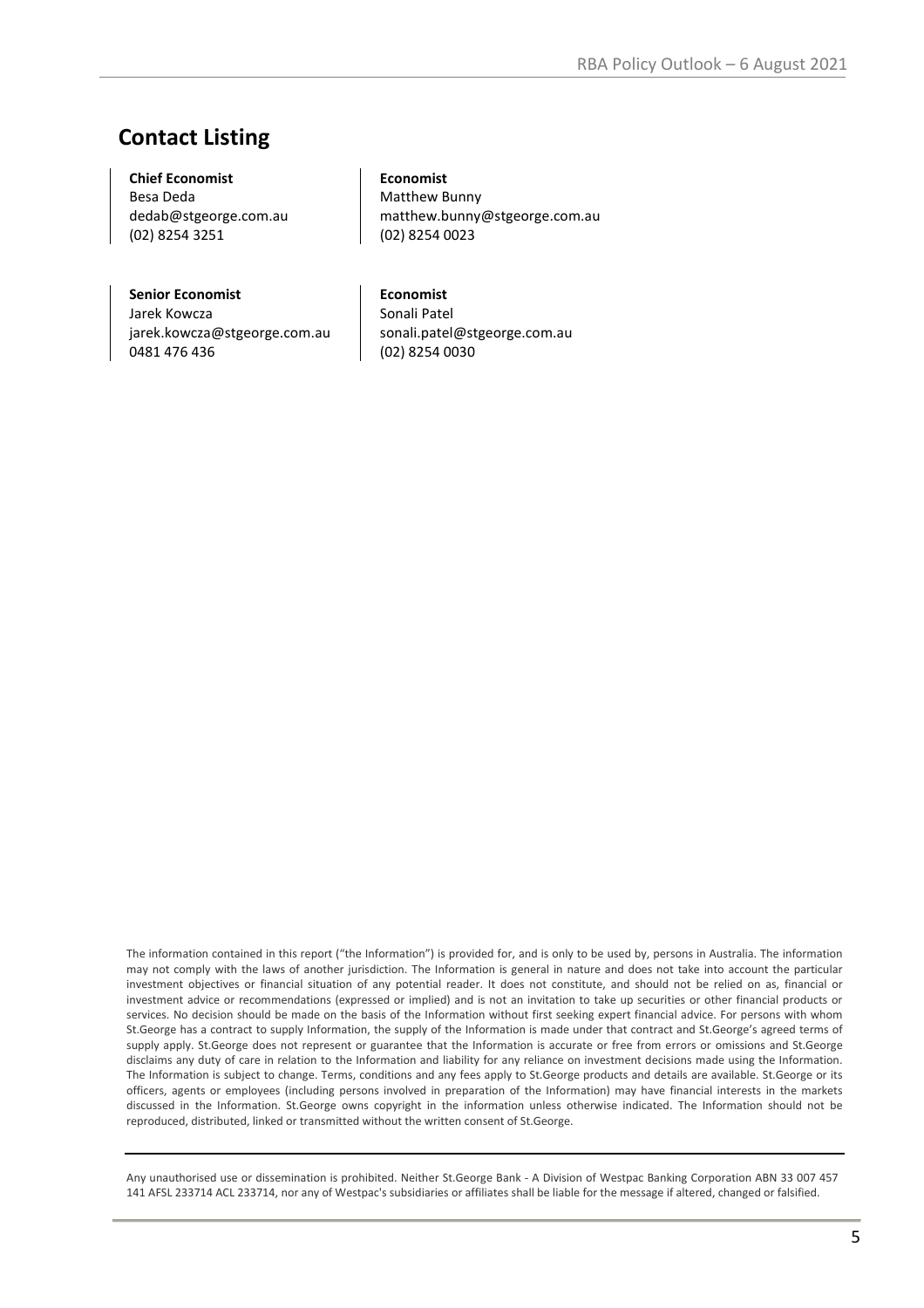## Contact Listing

**Chief Economist**
Besa Deda
dedab@stgeorge.com.au
(02) 8254 3251

**Senior Economist**
Jarek Kowcza
jarek.kowcza@stgeorge.com.au
0481 476 436

**Economist**
Matthew Bunny
matthew.bunny@stgeorge.com.au
(02) 8254 0023

**Economist**
Sonali Patel
sonali.patel@stgeorge.com.au
(02) 8254 0030

The information contained in this report ("the Information") is provided for, and is only to be used by, persons in Australia. The information may not comply with the laws of another jurisdiction. The Information is general in nature and does not take into account the particular investment objectives or financial situation of any potential reader. It does not constitute, and should not be relied on as, financial or investment advice or recommendations (expressed or implied) and is not an invitation to take up securities or other financial products or services. No decision should be made on the basis of the Information without first seeking expert financial advice. For persons with whom St.George has a contract to supply Information, the supply of the Information is made under that contract and St.George's agreed terms of supply apply. St.George does not represent or guarantee that the Information is accurate or free from errors or omissions and St.George disclaims any duty of care in relation to the Information and liability for any reliance on investment decisions made using the Information. The Information is subject to change. Terms, conditions and any fees apply to St.George products and details are available. St.George or its officers, agents or employees (including persons involved in preparation of the Information) may have financial interests in the markets discussed in the Information. St.George owns copyright in the information unless otherwise indicated. The Information should not be reproduced, distributed, linked or transmitted without the written consent of St.George.

Any unauthorised use or dissemination is prohibited. Neither St.George Bank - A Division of Westpac Banking Corporation ABN 33 007 457 141 AFSL 233714 ACL 233714, nor any of Westpac's subsidiaries or affiliates shall be liable for the message if altered, changed or falsified.